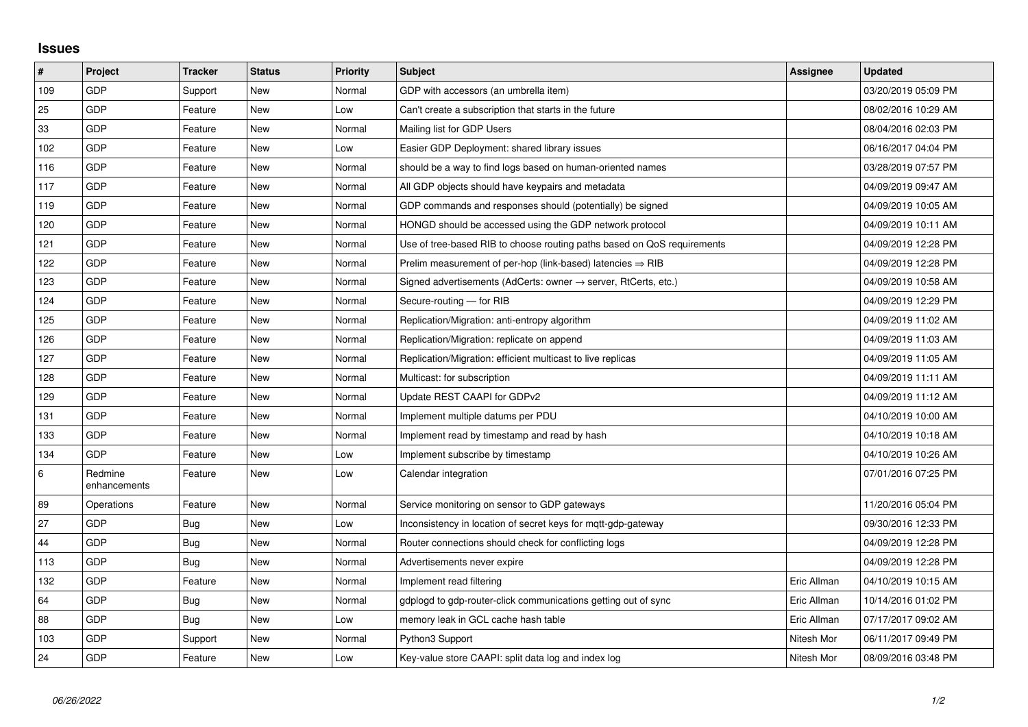## Issues

| # | Project | Tracker | Status | Priority | Subject | Assignee | Updated |
|---|---|---|---|---|---|---|---|
| 109 | GDP | Support | New | Normal | GDP with accessors (an umbrella item) | | 03/20/2019 05:09 PM |
| 25 | GDP | Feature | New | Low | Can't create a subscription that starts in the future | | 08/02/2016 10:29 AM |
| 33 | GDP | Feature | New | Normal | Mailing list for GDP Users | | 08/04/2016 02:03 PM |
| 102 | GDP | Feature | New | Low | Easier GDP Deployment: shared library issues | | 06/16/2017 04:04 PM |
| 116 | GDP | Feature | New | Normal | should be a way to find logs based on human-oriented names | | 03/28/2019 07:57 PM |
| 117 | GDP | Feature | New | Normal | All GDP objects should have keypairs and metadata | | 04/09/2019 09:47 AM |
| 119 | GDP | Feature | New | Normal | GDP commands and responses should (potentially) be signed | | 04/09/2019 10:05 AM |
| 120 | GDP | Feature | New | Normal | HONGD should be accessed using the GDP network protocol | | 04/09/2019 10:11 AM |
| 121 | GDP | Feature | New | Normal | Use of tree-based RIB to choose routing paths based on QoS requirements | | 04/09/2019 12:28 PM |
| 122 | GDP | Feature | New | Normal | Prelim measurement of per-hop (link-based) latencies ⇒ RIB | | 04/09/2019 12:28 PM |
| 123 | GDP | Feature | New | Normal | Signed advertisements (AdCerts: owner → server, RtCerts, etc.) | | 04/09/2019 10:58 AM |
| 124 | GDP | Feature | New | Normal | Secure-routing — for RIB | | 04/09/2019 12:29 PM |
| 125 | GDP | Feature | New | Normal | Replication/Migration: anti-entropy algorithm | | 04/09/2019 11:02 AM |
| 126 | GDP | Feature | New | Normal | Replication/Migration: replicate on append | | 04/09/2019 11:03 AM |
| 127 | GDP | Feature | New | Normal | Replication/Migration: efficient multicast to live replicas | | 04/09/2019 11:05 AM |
| 128 | GDP | Feature | New | Normal | Multicast: for subscription | | 04/09/2019 11:11 AM |
| 129 | GDP | Feature | New | Normal | Update REST CAAPI for GDPv2 | | 04/09/2019 11:12 AM |
| 131 | GDP | Feature | New | Normal | Implement multiple datums per PDU | | 04/10/2019 10:00 AM |
| 133 | GDP | Feature | New | Normal | Implement read by timestamp and read by hash | | 04/10/2019 10:18 AM |
| 134 | GDP | Feature | New | Low | Implement subscribe by timestamp | | 04/10/2019 10:26 AM |
| 6 | Redmine enhancements | Feature | New | Low | Calendar integration | | 07/01/2016 07:25 PM |
| 89 | Operations | Feature | New | Normal | Service monitoring on sensor to GDP gateways | | 11/20/2016 05:04 PM |
| 27 | GDP | Bug | New | Low | Inconsistency in location of secret keys for mqtt-gdp-gateway | | 09/30/2016 12:33 PM |
| 44 | GDP | Bug | New | Normal | Router connections should check for conflicting logs | | 04/09/2019 12:28 PM |
| 113 | GDP | Bug | New | Normal | Advertisements never expire | | 04/09/2019 12:28 PM |
| 132 | GDP | Feature | New | Normal | Implement read filtering | Eric Allman | 04/10/2019 10:15 AM |
| 64 | GDP | Bug | New | Normal | gdplogd to gdp-router-click communications getting out of sync | Eric Allman | 10/14/2016 01:02 PM |
| 88 | GDP | Bug | New | Low | memory leak in GCL cache hash table | Eric Allman | 07/17/2017 09:02 AM |
| 103 | GDP | Support | New | Normal | Python3 Support | Nitesh Mor | 06/11/2017 09:49 PM |
| 24 | GDP | Feature | New | Low | Key-value store CAAPI: split data log and index log | Nitesh Mor | 08/09/2016 03:48 PM |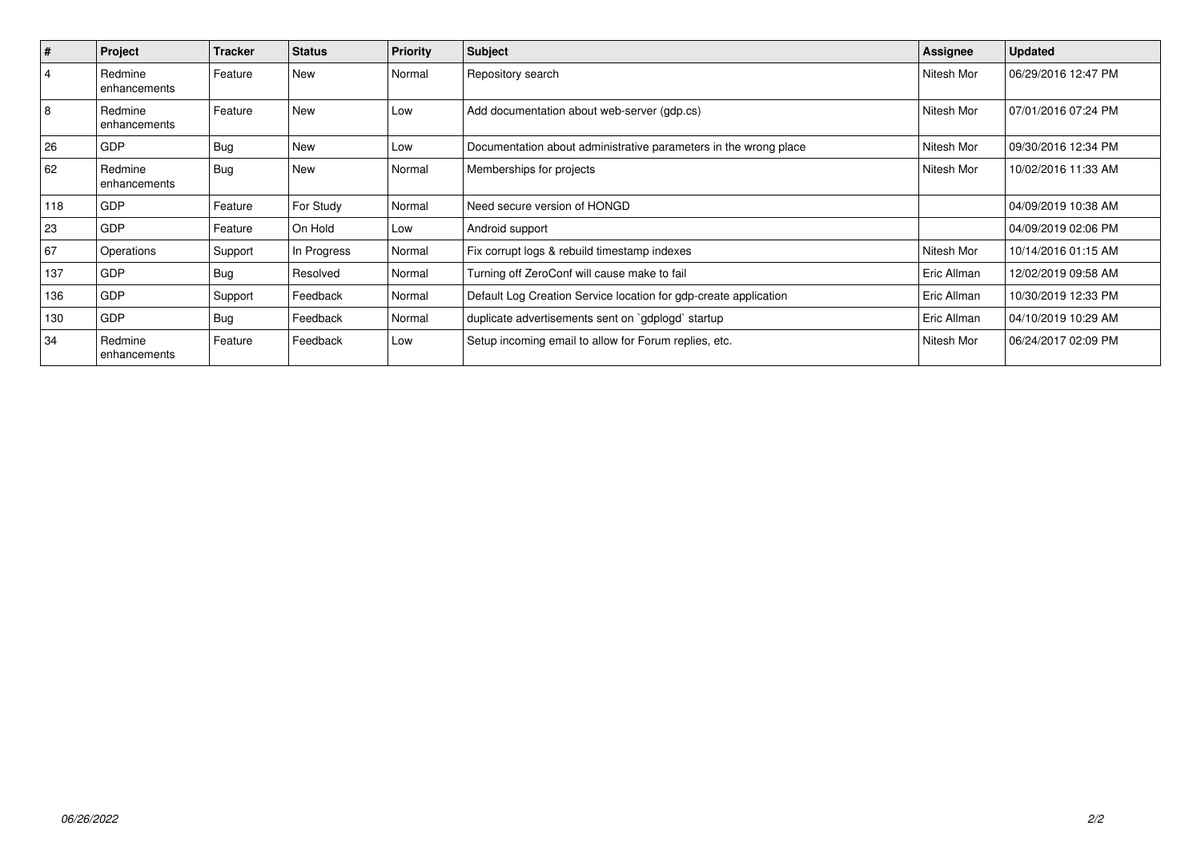| # | Project | Tracker | Status | Priority | Subject | Assignee | Updated |
| --- | --- | --- | --- | --- | --- | --- | --- |
| 4 | Redmine enhancements | Feature | New | Normal | Repository search | Nitesh Mor | 06/29/2016 12:47 PM |
| 8 | Redmine enhancements | Feature | New | Low | Add documentation about web-server (gdp.cs) | Nitesh Mor | 07/01/2016 07:24 PM |
| 26 | GDP | Bug | New | Low | Documentation about administrative parameters in the wrong place | Nitesh Mor | 09/30/2016 12:34 PM |
| 62 | Redmine enhancements | Bug | New | Normal | Memberships for projects | Nitesh Mor | 10/02/2016 11:33 AM |
| 118 | GDP | Feature | For Study | Normal | Need secure version of HONGD | | 04/09/2019 10:38 AM |
| 23 | GDP | Feature | On Hold | Low | Android support | | 04/09/2019 02:06 PM |
| 67 | Operations | Support | In Progress | Normal | Fix corrupt logs & rebuild timestamp indexes | Nitesh Mor | 10/14/2016 01:15 AM |
| 137 | GDP | Bug | Resolved | Normal | Turning off ZeroConf will cause make to fail | Eric Allman | 12/02/2019 09:58 AM |
| 136 | GDP | Support | Feedback | Normal | Default Log Creation Service location for gdp-create application | Eric Allman | 10/30/2019 12:33 PM |
| 130 | GDP | Bug | Feedback | Normal | duplicate advertisements sent on `gdplogd` startup | Eric Allman | 04/10/2019 10:29 AM |
| 34 | Redmine enhancements | Feature | Feedback | Low | Setup incoming email to allow for Forum replies, etc. | Nitesh Mor | 06/24/2017 02:09 PM |